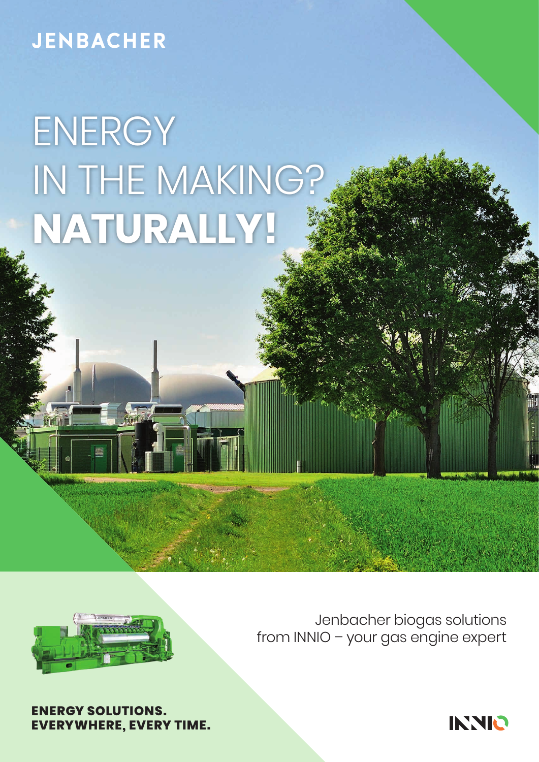JENBACHER

# ENERGY IN THE MAKING? **NATURALLY!**

Jenbacher biogas solutions from INNIO – your gas engine expert

**ENERGY SOLUTIONS. EVERYWHERE, EVERY TIME.**

INNIO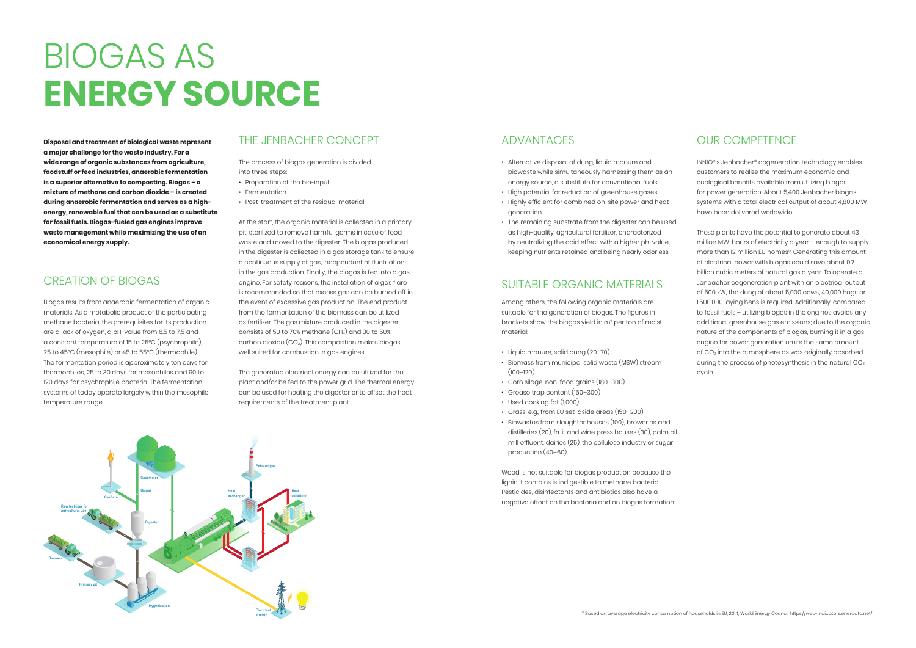# BIOGAS AS **ENERGY SOURCE**

**Disposal and treatment of biological waste represent a major challenge for the waste industry. For a wide range of organic substances from agriculture, foodstuff or feed industries, anaerobic fermentation is a superior alternative to composting. Biogas – a mixture of methane and carbon dioxide – is created during anaerobic fermentation and serves as a high-energy, renewable fuel that can be used as a substitute for fossil fuels. Biogas-fueled gas engines improve waste management while maximizing the use of an economical energy supply.**

## CREATION OF BIOGAS

Biogas results from anaerobic fermentation of organic materials. As a metabolic product of the participating methane bacteria, the prerequisites for its production are a lack of oxygen, a pH-value from 6.5 to 7.5 and a constant temperature of 15 to 25°C (psychrophile), 25 to 45°C (mesophile) or 45 to 55°C (thermophile). The fermentation period is approximately ten days for thermophiles, 25 to 30 days for mesophiles and 90 to 120 days for psychrophile bacteria. The fermentation systems of today operate largely within the mesophile temperature range.

## THE JENBACHER CONCEPT

The process of biogas generation is divided into three steps:

- Preparation of the bio-input
- Fermentation
- Post-treatment of the residual material

At the start, the organic material is collected in a primary pit, sterilized to remove harmful germs in case of food waste and moved to the digester. The biogas produced in the digester is collected in a gas storage tank to ensure a continuous supply of gas, independent of fluctuations in the gas production. Finally, the biogas is fed into a gas engine. For safety reasons, the installation of a gas flare is recommended so that excess gas can be burned off in the event of excessive gas production. The end product from the fermentation of the biomass can be utilized as fertilizer. The gas mixture produced in the digester consists of 50 to 70% methane ($CH_4$) and 30 to 50% carbon dioxide ($CO_2$). This composition makes biogas well suited for combustion in gas engines.

The generated electrical energy can be utilized for the plant and/or be fed to the power grid. The thermal energy can be used for heating the digester or to offset the heat requirements of the treatment plant.

## ADVANTAGES

- Alternative disposal of dung, liquid manure and biowaste while simultaneously harnessing them as an energy source, a substitute for conventional fuels
- High potential for reduction of greenhouse gases
- Highly efficient for combined on-site power and heat generation
- The remaining substrate from the digester can be used as high-quality, agricultural fertilizer, characterized by neutralizing the acid effect with a higher ph-value, keeping nutrients retained and being nearly odorless

## SUITABLE ORGANIC MATERIALS

Among others, the following organic materials are suitable for the generation of biogas. The figures in brackets show the biogas yield in $m^3$ per ton of moist material:

- Liquid manure, solid dung (20–70)
- Biomass from municipal solid waste (MSW) stream (100–120)
- Corn silage, non-food grains (180–300)
- Grease trap content (150–300)
- Used cooking fat (1,000)
- Grass, e.g., from EU set-aside areas (150–200)
- Biowastes from slaughter houses (100), breweries and distilleries (20), fruit and wine press houses (30), palm oil mill effluent, dairies (25), the cellulose industry or sugar production (40–60)

Wood is not suitable for biogas production because the lignin it contains is indigestible to methane bacteria. Pesticides, disinfectants and antibiotics also have a negative effect on the bacteria and on biogas formation.

## OUR COMPETENCE

INNIO*'s Jenbacher* cogeneration technology enables customers to realize the maximum economic and ecological benefits available from utilizing biogas for power generation. About 5,400 Jenbacher biogas systems with a total electrical output of about 4,800 MW have been delivered worldwide.

These plants have the potential to generate about 43 million MW-hours of electricity a year – enough to supply more than 12 million EU homes[1]. Generating this amount of electrical power with biogas could save about 9.7 billion cubic meters of natural gas a year. To operate a Jenbacher cogeneration plant with an electrical output of 500 kW, the dung of about 5,000 cows, 40,000 hogs or 1,500,000 laying hens is required. Additionally, compared to fossil fuels – utilizing biogas in the engines avoids any additional greenhouse gas emissions; due to the organic nature of the components of biogas, burning it in a gas engine for power generation emits the same amount of $CO_2$ into the atmosphere as was originally absorbed during the process of photosynthesis in the natural $CO_2$ cycle.

[1] Based on average electricity consumption of households in EU, 2014, World Energy Council https://wec-indicators.enerdata.net/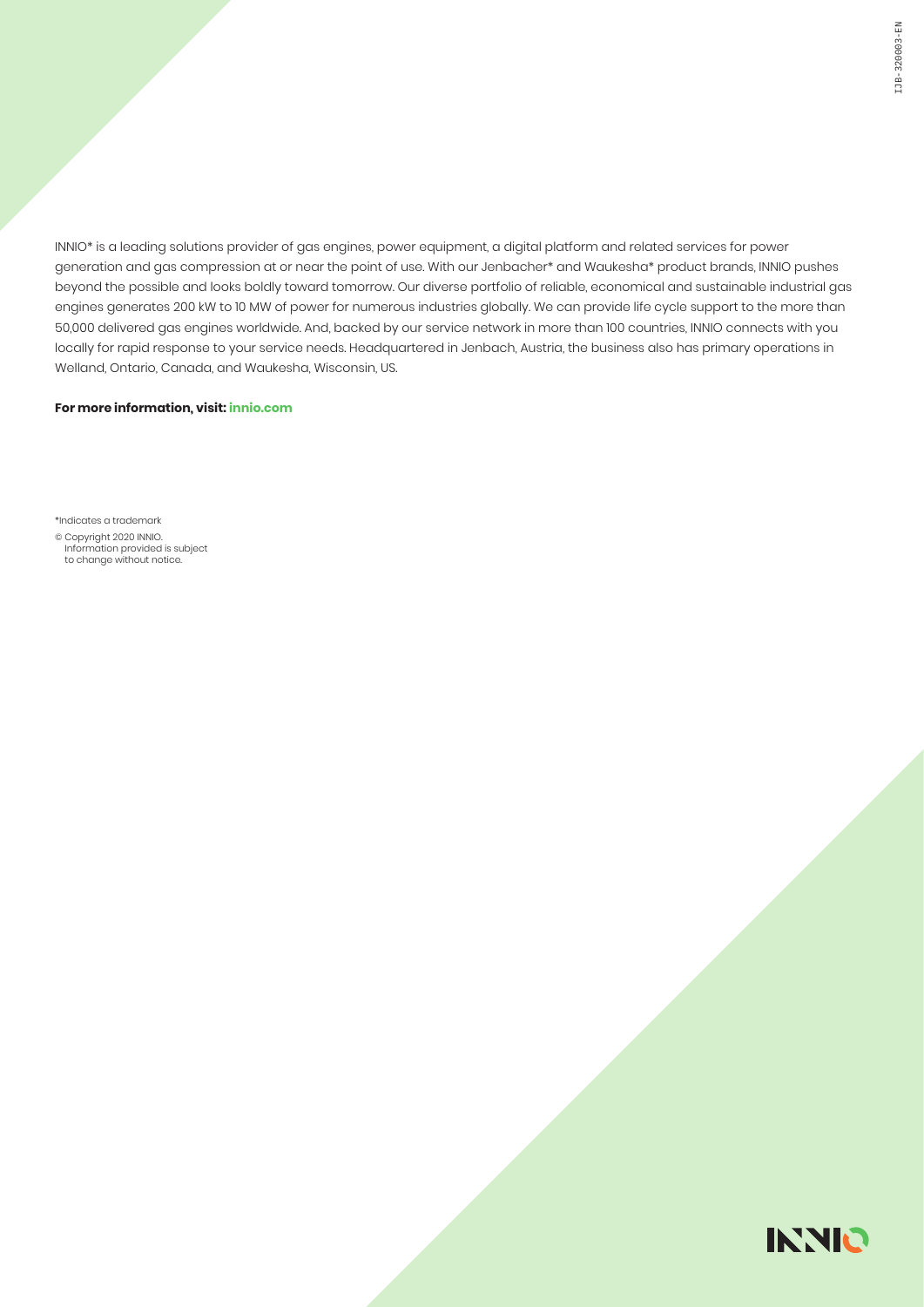INNIO* is a leading solutions provider of gas engines, power equipment, a digital platform and related services for power generation and gas compression at or near the point of use. With our Jenbacher* and Waukesha* product brands, INNIO pushes beyond the possible and looks boldly toward tomorrow. Our diverse portfolio of reliable, economical and sustainable industrial gas engines generates 200 kW to 10 MW of power for numerous industries globally. We can provide life cycle support to the more than 50,000 delivered gas engines worldwide. And, backed by our service network in more than 100 countries, INNIO connects with you locally for rapid response to your service needs. Headquartered in Jenbach, Austria, the business also has primary operations in Welland, Ontario, Canada, and Waukesha, Wisconsin, US.

**For more information, visit: innio.com**

*Indicates a trademark

© Copyright 2020 INNIO.
Information provided is subject to change without notice.

IJB-320003-EN